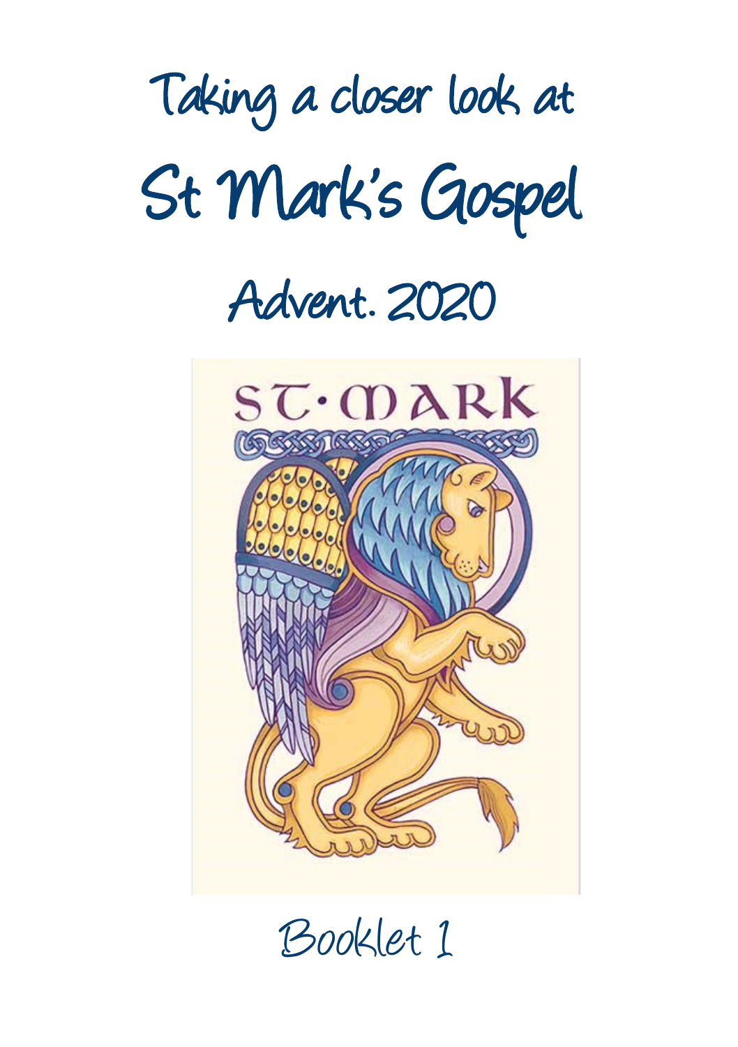# Taking a closer look at

# St Mark's Gospel

## Advent. 2020

ST·MARK

Booklet 1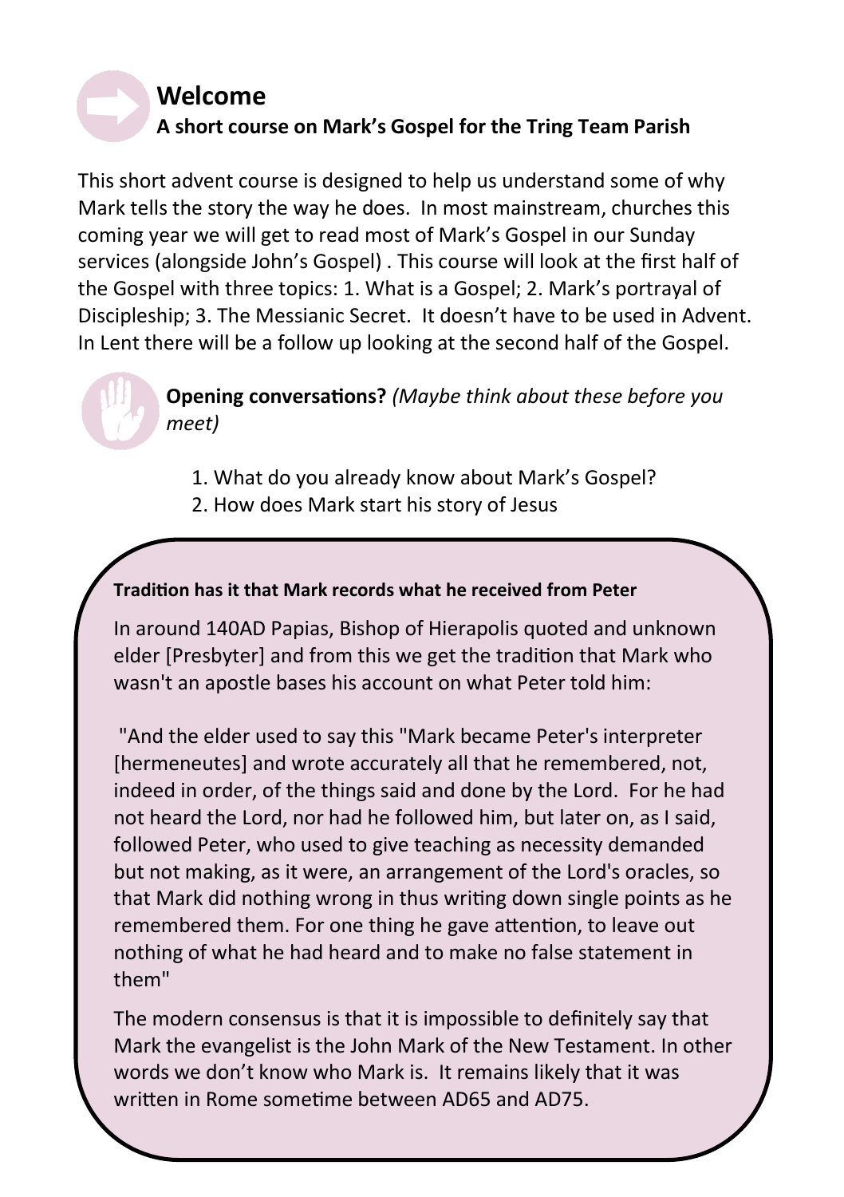## Welcome

### A short course on Mark's Gospel for the Tring Team Parish

This short advent course is designed to help us understand some of why Mark tells the story the way he does. In most mainstream, churches this coming year we will get to read most of Mark's Gospel in our Sunday services (alongside John's Gospel) . This course will look at the first half of the Gospel with three topics: 1. What is a Gospel; 2. Mark's portrayal of Discipleship; 3. The Messianic Secret. It doesn't have to be used in Advent. In Lent there will be a follow up looking at the second half of the Gospel.

**Opening conversations?** *(Maybe think about these before you meet)*

1. What do you already know about Mark's Gospel?
2. How does Mark start his story of Jesus

**Tradition has it that Mark records what he received from Peter**

In around 140AD Papias, Bishop of Hierapolis quoted and unknown elder [Presbyter] and from this we get the tradition that Mark who wasn't an apostle bases his account on what Peter told him:

"And the elder used to say this "Mark became Peter's interpreter [hermeneutes] and wrote accurately all that he remembered, not, indeed in order, of the things said and done by the Lord. For he had not heard the Lord, nor had he followed him, but later on, as I said, followed Peter, who used to give teaching as necessity demanded but not making, as it were, an arrangement of the Lord's oracles, so that Mark did nothing wrong in thus writing down single points as he remembered them. For one thing he gave attention, to leave out nothing of what he had heard and to make no false statement in them"

The modern consensus is that it is impossible to definitely say that Mark the evangelist is the John Mark of the New Testament. In other words we don't know who Mark is. It remains likely that it was written in Rome sometime between AD65 and AD75.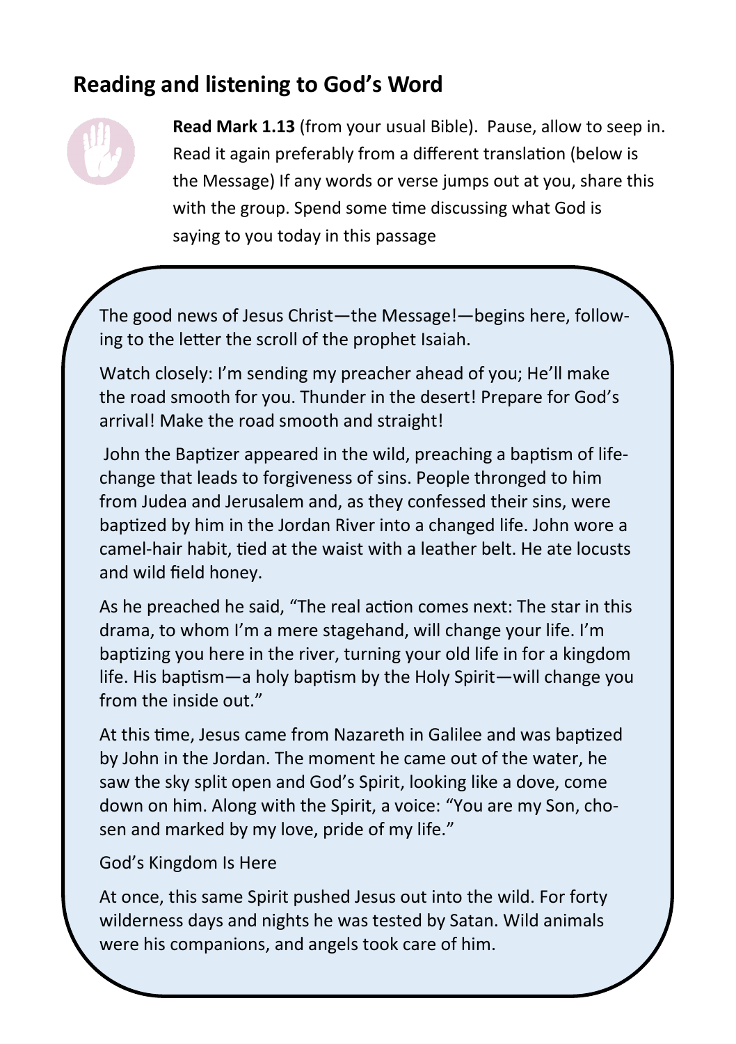## Reading and listening to God's Word

**Read Mark 1.13** (from your usual Bible). Pause, allow to seep in. Read it again preferably from a different translation (below is the Message) If any words or verse jumps out at you, share this with the group. Spend some time discussing what God is saying to you today in this passage

The good news of Jesus Christ—the Message!—begins here, following to the letter the scroll of the prophet Isaiah.

Watch closely: I'm sending my preacher ahead of you; He'll make the road smooth for you. Thunder in the desert! Prepare for God's arrival! Make the road smooth and straight!

John the Baptizer appeared in the wild, preaching a baptism of life-change that leads to forgiveness of sins. People thronged to him from Judea and Jerusalem and, as they confessed their sins, were baptized by him in the Jordan River into a changed life. John wore a camel-hair habit, tied at the waist with a leather belt. He ate locusts and wild field honey.

As he preached he said, "The real action comes next: The star in this drama, to whom I'm a mere stagehand, will change your life. I'm baptizing you here in the river, turning your old life in for a kingdom life. His baptism—a holy baptism by the Holy Spirit—will change you from the inside out."

At this time, Jesus came from Nazareth in Galilee and was baptized by John in the Jordan. The moment he came out of the water, he saw the sky split open and God's Spirit, looking like a dove, come down on him. Along with the Spirit, a voice: "You are my Son, chosen and marked by my love, pride of my life."

God's Kingdom Is Here

At once, this same Spirit pushed Jesus out into the wild. For forty wilderness days and nights he was tested by Satan. Wild animals were his companions, and angels took care of him.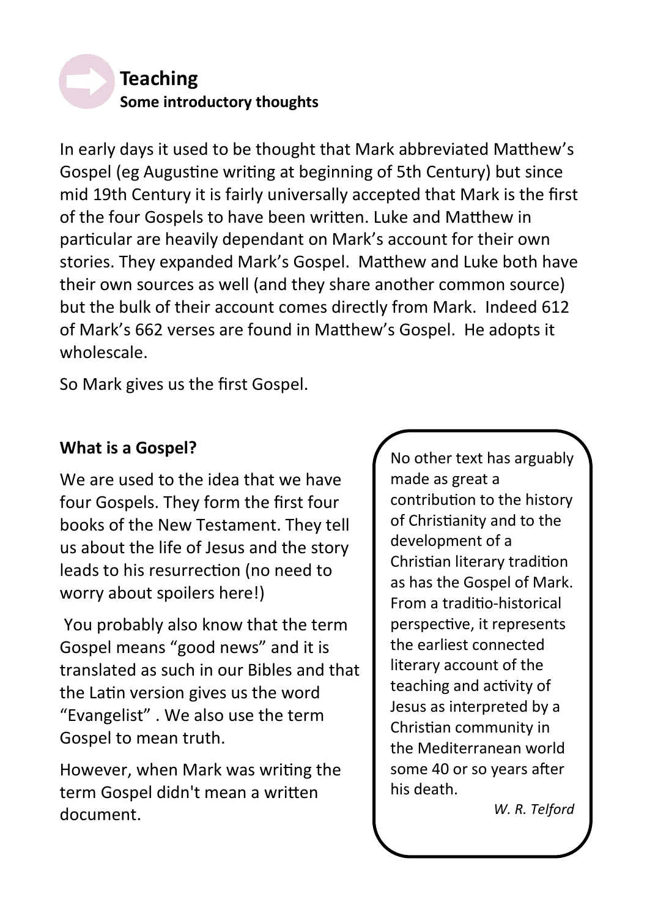## Teaching

### Some introductory thoughts

In early days it used to be thought that Mark abbreviated Matthew's Gospel (eg Augustine writing at beginning of 5th Century) but since mid 19th Century it is fairly universally accepted that Mark is the first of the four Gospels to have been written. Luke and Matthew in particular are heavily dependant on Mark's account for their own stories. They expanded Mark's Gospel. Matthew and Luke both have their own sources as well (and they share another common source) but the bulk of their account comes directly from Mark. Indeed 612 of Mark's 662 verses are found in Matthew's Gospel. He adopts it wholescale.

So Mark gives us the first Gospel.

**What is a Gospel?**

We are used to the idea that we have four Gospels. They form the first four books of the New Testament. They tell us about the life of Jesus and the story leads to his resurrection (no need to worry about spoilers here!)

You probably also know that the term Gospel means "good news" and it is translated as such in our Bibles and that the Latin version gives us the word "Evangelist" . We also use the term Gospel to mean truth.

However, when Mark was writing the term Gospel didn't mean a written document.

> No other text has arguably made as great a contribution to the history of Christianity and to the development of a Christian literary tradition as has the Gospel of Mark. From a traditio-historical perspective, it represents the earliest connected literary account of the teaching and activity of Jesus as interpreted by a Christian community in the Mediterranean world some 40 or so years after his death.
>
> *W. R. Telford*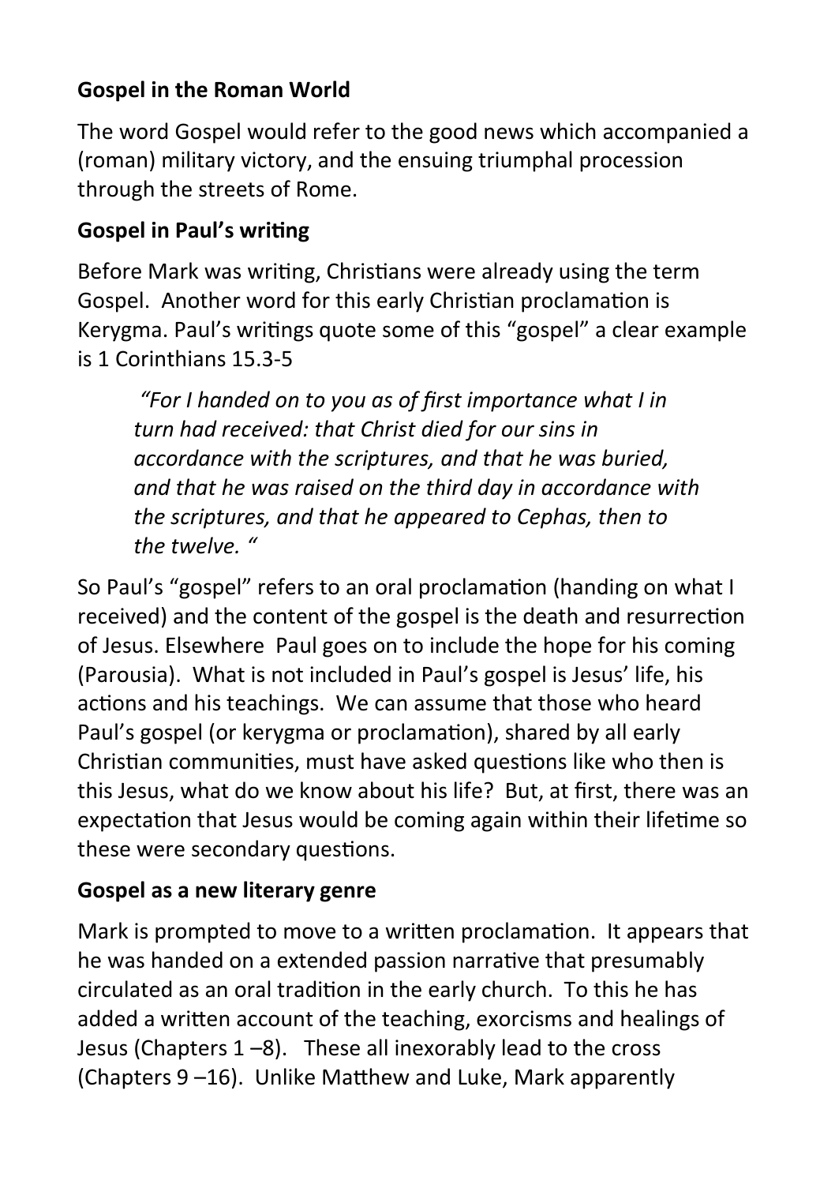**Gospel in the Roman World**

The word Gospel would refer to the good news which accompanied a (roman) military victory, and the ensuing triumphal procession through the streets of Rome.

**Gospel in Paul's writing**

Before Mark was writing, Christians were already using the term Gospel. Another word for this early Christian proclamation is Kerygma. Paul's writings quote some of this "gospel" a clear example is 1 Corinthians 15.3-5

> *"For I handed on to you as of first importance what I in turn had received: that Christ died for our sins in accordance with the scriptures, and that he was buried, and that he was raised on the third day in accordance with the scriptures, and that he appeared to Cephas, then to the twelve. "*

So Paul's "gospel" refers to an oral proclamation (handing on what I received) and the content of the gospel is the death and resurrection of Jesus. Elsewhere Paul goes on to include the hope for his coming (Parousia). What is not included in Paul's gospel is Jesus' life, his actions and his teachings. We can assume that those who heard Paul's gospel (or kerygma or proclamation), shared by all early Christian communities, must have asked questions like who then is this Jesus, what do we know about his life? But, at first, there was an expectation that Jesus would be coming again within their lifetime so these were secondary questions.

**Gospel as a new literary genre**

Mark is prompted to move to a written proclamation. It appears that he was handed on a extended passion narrative that presumably circulated as an oral tradition in the early church. To this he has added a written account of the teaching, exorcisms and healings of Jesus (Chapters 1 –8). These all inexorably lead to the cross (Chapters 9 –16). Unlike Matthew and Luke, Mark apparently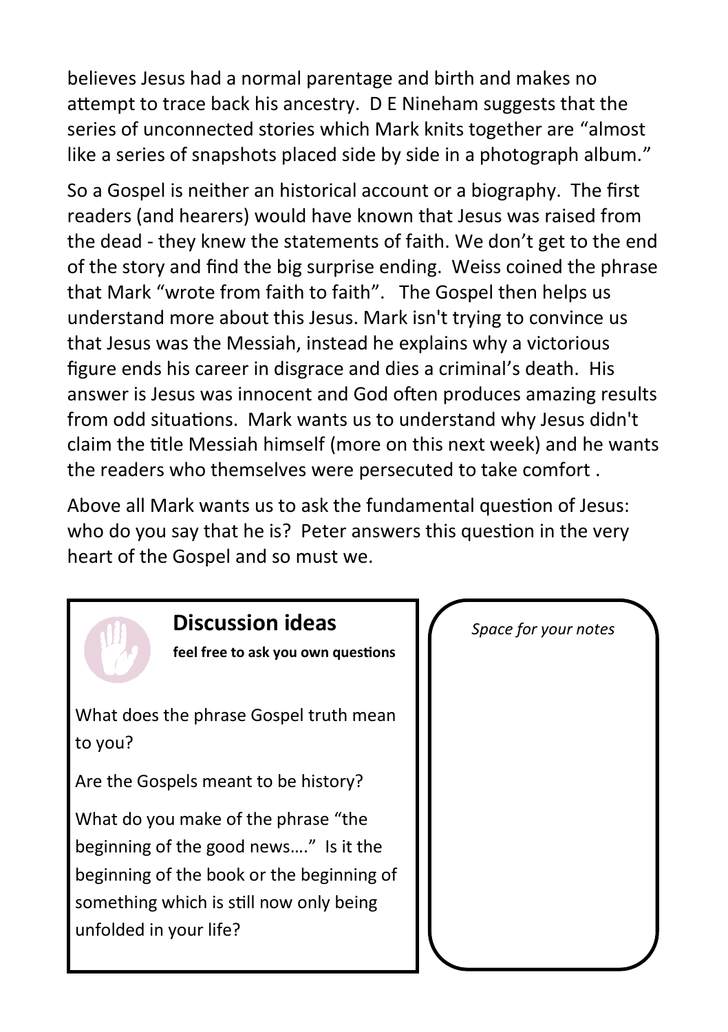believes Jesus had a normal parentage and birth and makes no attempt to trace back his ancestry. D E Nineham suggests that the series of unconnected stories which Mark knits together are "almost like a series of snapshots placed side by side in a photograph album."

So a Gospel is neither an historical account or a biography. The first readers (and hearers) would have known that Jesus was raised from the dead - they knew the statements of faith. We don't get to the end of the story and find the big surprise ending. Weiss coined the phrase that Mark "wrote from faith to faith". The Gospel then helps us understand more about this Jesus. Mark isn't trying to convince us that Jesus was the Messiah, instead he explains why a victorious figure ends his career in disgrace and dies a criminal's death. His answer is Jesus was innocent and God often produces amazing results from odd situations. Mark wants us to understand why Jesus didn't claim the title Messiah himself (more on this next week) and he wants the readers who themselves were persecuted to take comfort .

Above all Mark wants us to ask the fundamental question of Jesus: who do you say that he is? Peter answers this question in the very heart of the Gospel and so must we.

## Discussion ideas

**feel free to ask you own questions**

What does the phrase Gospel truth mean to you?

Are the Gospels meant to be history?

What do you make of the phrase "the beginning of the good news…." Is it the beginning of the book or the beginning of something which is still now only being unfolded in your life?

*Space for your notes*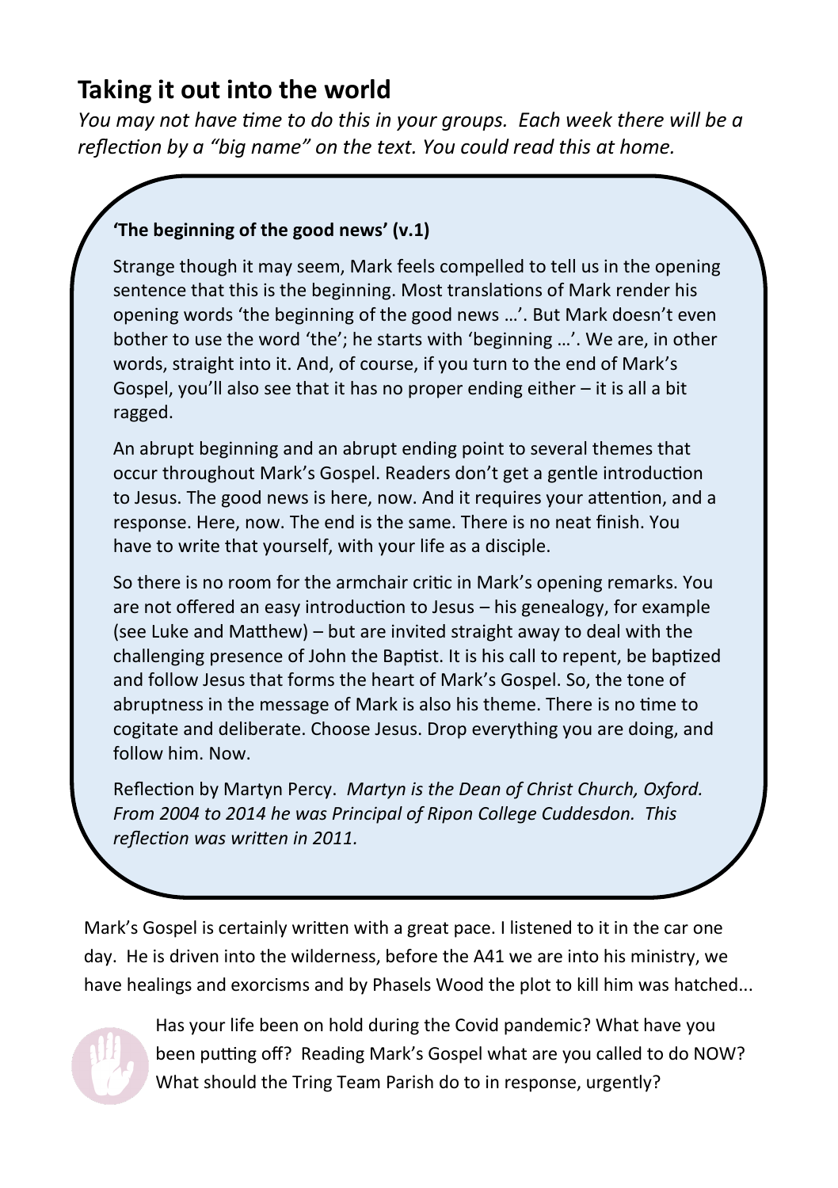## Taking it out into the world

*You may not have time to do this in your groups. Each week there will be a reflection by a "big name" on the text. You could read this at home.*

**'The beginning of the good news' (v.1)**

Strange though it may seem, Mark feels compelled to tell us in the opening sentence that this is the beginning. Most translations of Mark render his opening words 'the beginning of the good news …'. But Mark doesn't even bother to use the word 'the'; he starts with 'beginning …'. We are, in other words, straight into it. And, of course, if you turn to the end of Mark's Gospel, you'll also see that it has no proper ending either – it is all a bit ragged.

An abrupt beginning and an abrupt ending point to several themes that occur throughout Mark's Gospel. Readers don't get a gentle introduction to Jesus. The good news is here, now. And it requires your attention, and a response. Here, now. The end is the same. There is no neat finish. You have to write that yourself, with your life as a disciple.

So there is no room for the armchair critic in Mark's opening remarks. You are not offered an easy introduction to Jesus – his genealogy, for example (see Luke and Matthew) – but are invited straight away to deal with the challenging presence of John the Baptist. It is his call to repent, be baptized and follow Jesus that forms the heart of Mark's Gospel. So, the tone of abruptness in the message of Mark is also his theme. There is no time to cogitate and deliberate. Choose Jesus. Drop everything you are doing, and follow him. Now.

Reflection by Martyn Percy. *Martyn is the Dean of Christ Church, Oxford. From 2004 to 2014 he was Principal of Ripon College Cuddesdon. This reflection was written in 2011.*

Mark's Gospel is certainly written with a great pace. I listened to it in the car one day. He is driven into the wilderness, before the A41 we are into his ministry, we have healings and exorcisms and by Phasels Wood the plot to kill him was hatched...

Has your life been on hold during the Covid pandemic? What have you been putting off? Reading Mark's Gospel what are you called to do NOW? What should the Tring Team Parish do to in response, urgently?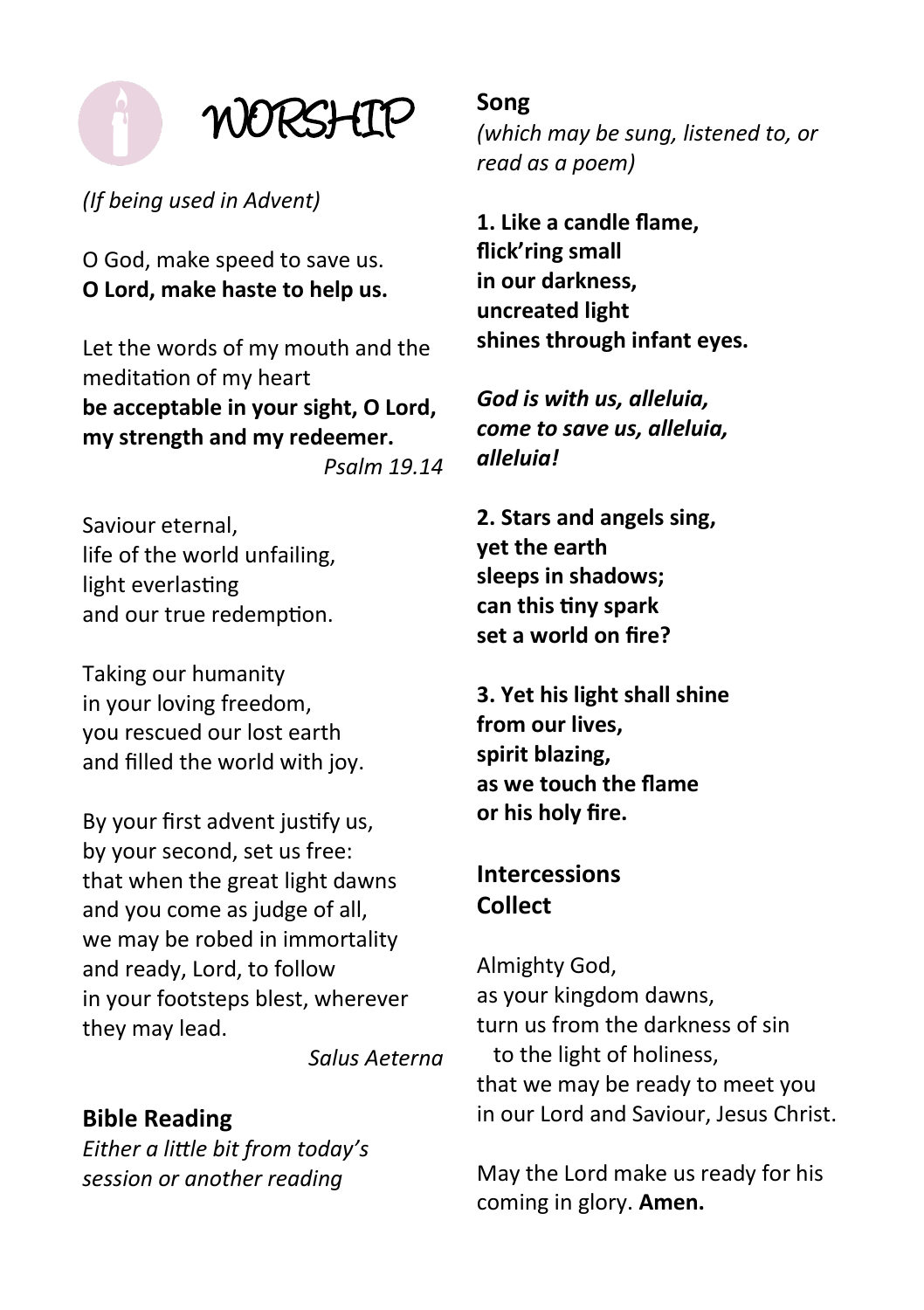# WORSHIP

*(If being used in Advent)*

O God, make speed to save us.
**O Lord, make haste to help us.**

Let the words of my mouth and the meditation of my heart
**be acceptable in your sight, O Lord, my strength and my redeemer.**
*Psalm 19.14*

Saviour eternal,
life of the world unfailing,
light everlasting
and our true redemption.

Taking our humanity
in your loving freedom,
you rescued our lost earth
and filled the world with joy.

By your first advent justify us,
by your second, set us free:
that when the great light dawns
and you come as judge of all,
we may be robed in immortality
and ready, Lord, to follow
in your footsteps blest, wherever
they may lead.

*Salus Aeterna*

## Bible Reading

*Either a little bit from today's session or another reading*

## Song

*(which may be sung, listened to, or read as a poem)*

**1. Like a candle flame,
flick'ring small
in our darkness,
uncreated light
shines through infant eyes.**

***God is with us, alleluia,
come to save us, alleluia,
alleluia!***

**2. Stars and angels sing,
yet the earth
sleeps in shadows;
can this tiny spark
set a world on fire?**

**3. Yet his light shall shine
from our lives,
spirit blazing,
as we touch the flame
or his holy fire.**

## Intercessions
## Collect

Almighty God,
as your kingdom dawns,
turn us from the darkness of sin
to the light of holiness,
that we may be ready to meet you
in our Lord and Saviour, Jesus Christ.

May the Lord make us ready for his coming in glory. **Amen.**